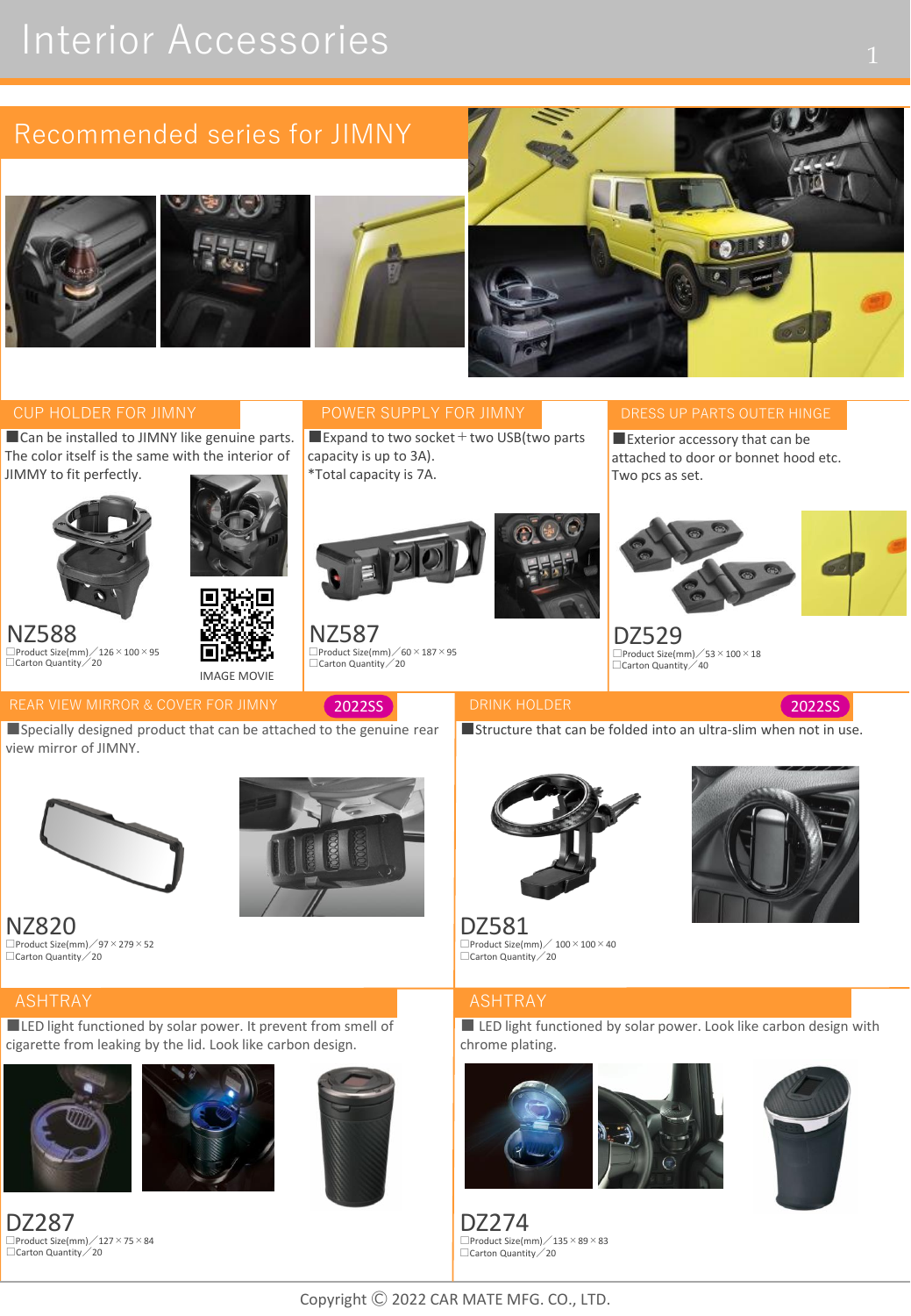# Interior Accessories

## Recommended series for JIMNY

### CUP HOLDER FOR JIMNY

■Can be installed to JIMNY like genuine parts. The color itself is the same with the interior of JIMNY to fit perfectly.

IMAGE MOVIE

**NZ588**

□Product Size(mm)／126×100×95
□Carton Quantity／20

### POWER SUPPLY FOR JIMNY

■Expand to two socket＋two USB(two parts capacity is up to 3A).
*Total capacity is 7A.

**NZ587**

□Product Size(mm)／60×187×95
□Carton Quantity／20

### DRESS UP PARTS OUTER HINGE

■Exterior accessory that can be attached to door or bonnet hood etc. Two pcs as set.

**DZ529**

□Product Size(mm)／53×100×18
□Carton Quantity／40

### REAR VIEW MIRROR & COVER FOR JIMNY 2022SS

■Specially designed product that can be attached to the genuine rear view mirror of JIMNY.

**NZ820**

□Product Size(mm)／97×279×52
□Carton Quantity／20

### DRINK HOLDER 2022SS

■Structure that can be folded into an ultra-slim when not in use.

**DZ581**

□Product Size(mm)／ 100×100×40
□Carton Quantity／20

### ASHTRAY

■LED light functioned by solar power. It prevent from smell of cigarette from leaking by the lid. Look like carbon design.

**DZ287**

□Product Size(mm)／127×75×84
□Carton Quantity／20

### ASHTRAY

■ LED light functioned by solar power. Look like carbon design with chrome plating.

**DZ274**

□Product Size(mm)／135×89×83
□Carton Quantity／20

Copyright Ⓒ 2022 CAR MATE MFG. CO., LTD.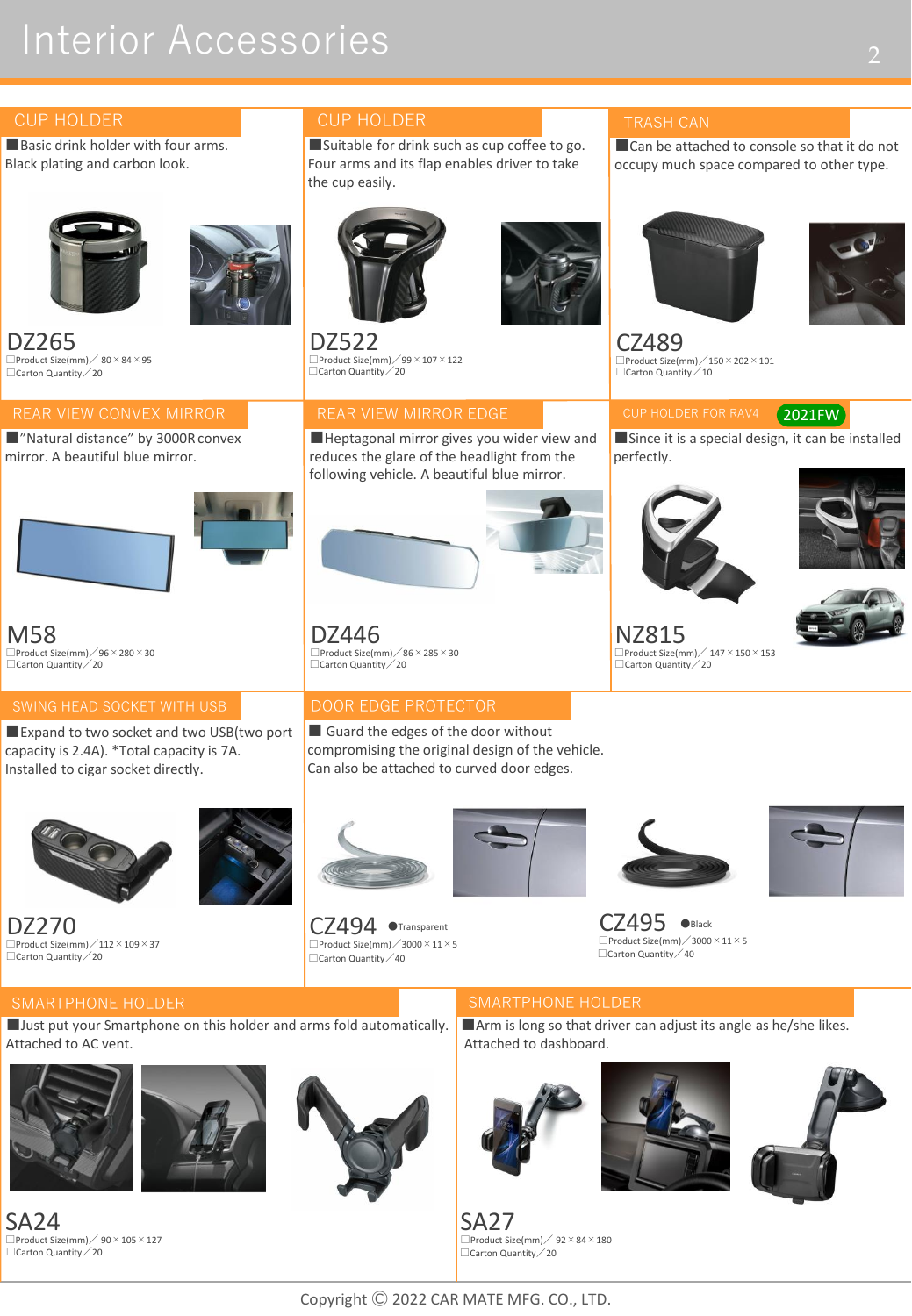# Interior Accessories

## CUP HOLDER

■Basic drink holder with four arms. Black plating and carbon look.

### DZ265

□Product Size(mm)／80×84×95
□Carton Quantity／20

## CUP HOLDER

■Suitable for drink such as cup coffee to go. Four arms and its flap enables driver to take the cup easily.

### DZ522

□Product Size(mm)／99×107×122
□Carton Quantity／20

## TRASH CAN

■Can be attached to console so that it do not occupy much space compared to other type.

### CZ489

□Product Size(mm)／150×202×101
□Carton Quantity／10

## REAR VIEW CONVEX MIRROR

■"Natural distance" by 3000R convex mirror. A beautiful blue mirror.

### M58

□Product Size(mm)／96×280×30
□Carton Quantity／20

## REAR VIEW MIRROR EDGE

■Heptagonal mirror gives you wider view and reduces the glare of the headlight from the following vehicle. A beautiful blue mirror.

### DZ446

□Product Size(mm)／86×285×30
□Carton Quantity／20

## CUP HOLDER FOR RAV4 2021FW

■Since it is a special design, it can be installed perfectly.

### NZ815

□Product Size(mm)／147×150×153
□Carton Quantity／20

## SWING HEAD SOCKET WITH USB

■Expand to two socket and two USB(two port capacity is 2.4A). *Total capacity is 7A. Installed to cigar socket directly.

### DZ270

□Product Size(mm)／112×109×37
□Carton Quantity／20

## DOOR EDGE PROTECTOR

■ Guard the edges of the door without compromising the original design of the vehicle. Can also be attached to curved door edges.

### CZ494 ●Transparent

□Product Size(mm)／3000×11×5
□Carton Quantity／40

### CZ495 ●Black

□Product Size(mm)／3000×11×5
□Carton Quantity／40

## SMARTPHONE HOLDER

■Just put your Smartphone on this holder and arms fold automatically. Attached to AC vent.

### SA24

□Product Size(mm)／90×105×127
□Carton Quantity／20

## SMARTPHONE HOLDER

■Arm is long so that driver can adjust its angle as he/she likes. Attached to dashboard.

### SA27

□Product Size(mm)／92×84×180
□Carton Quantity／20

Copyright Ⓒ 2022 CAR MATE MFG. CO., LTD.